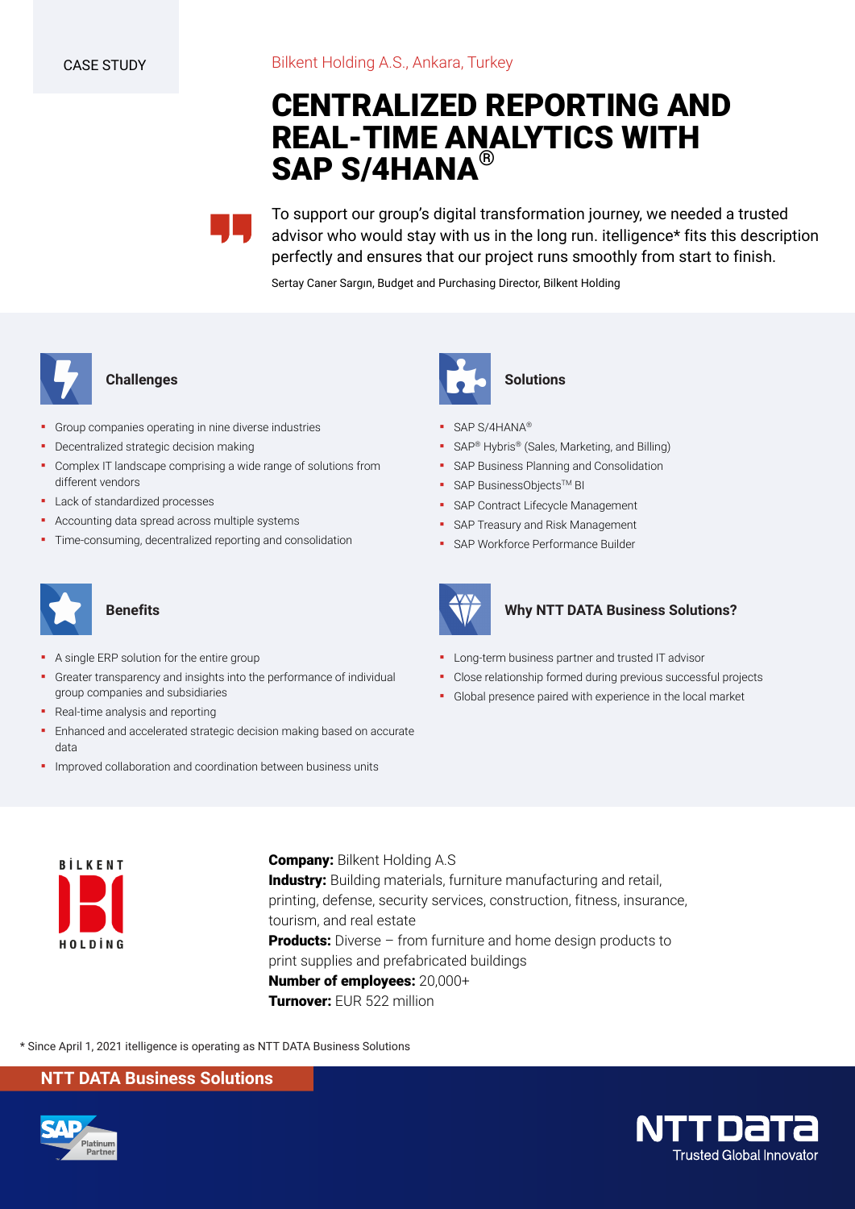CASE STUDY

Bilkent Holding A.S., Ankara, Turkey

# CENTRALIZED REPORTING AND REAL-TIME ANALYTICS WITH SAP S/4HANA®

> To support our group's digital transformation journey, we needed a trusted advisor who would stay with us in the long run. itelligence* fits this description perfectly and ensures that our project runs smoothly from start to finish.
>
> Sertay Caner Sargın, Budget and Purchasing Director, Bilkent Holding

## Challenges

- Group companies operating in nine diverse industries
- Decentralized strategic decision making
- Complex IT landscape comprising a wide range of solutions from different vendors
- Lack of standardized processes
- Accounting data spread across multiple systems
- Time-consuming, decentralized reporting and consolidation

## Solutions

- SAP S/4HANA®
- SAP® Hybris® (Sales, Marketing, and Billing)
- SAP Business Planning and Consolidation
- SAP BusinessObjects™ BI
- SAP Contract Lifecycle Management
- SAP Treasury and Risk Management
- SAP Workforce Performance Builder

## Benefits

- A single ERP solution for the entire group
- Greater transparency and insights into the performance of individual group companies and subsidiaries
- Real-time analysis and reporting
- Enhanced and accelerated strategic decision making based on accurate data
- Improved collaboration and coordination between business units

## Why NTT DATA Business Solutions?

- Long-term business partner and trusted IT advisor
- Close relationship formed during previous successful projects
- Global presence paired with experience in the local market

**Company:** Bilkent Holding A.S
**Industry:** Building materials, furniture manufacturing and retail, printing, defense, security services, construction, fitness, insurance, tourism, and real estate
**Products:** Diverse – from furniture and home design products to print supplies and prefabricated buildings
**Number of employees:** 20,000+
**Turnover:** EUR 522 million

\* Since April 1, 2021 itelligence is operating as NTT DATA Business Solutions

NTT DATA Business Solutions

NTT DATA – Trusted Global Innovator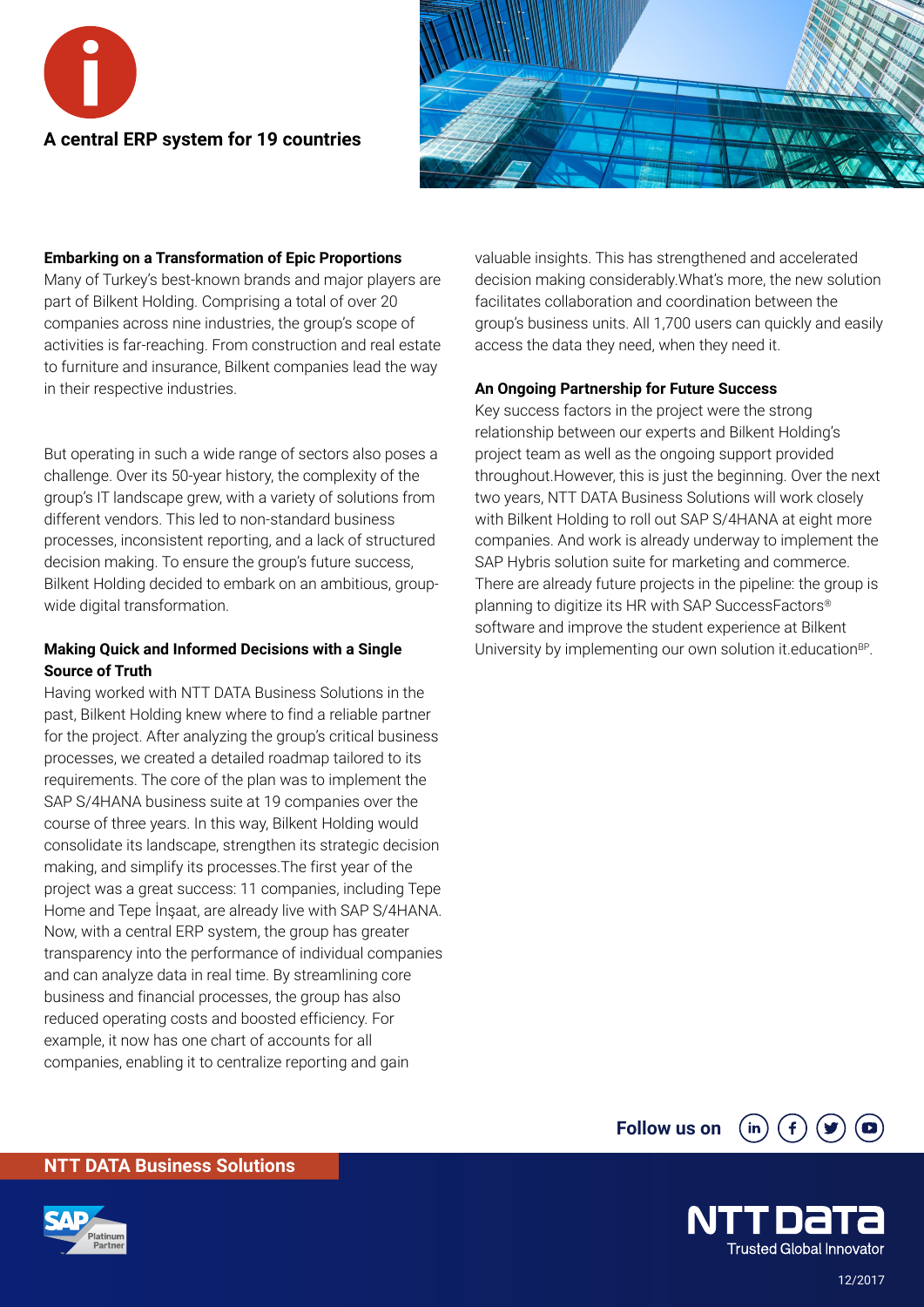## A central ERP system for 19 countries

**Embarking on a Transformation of Epic Proportions**

Many of Turkey's best-known brands and major players are part of Bilkent Holding. Comprising a total of over 20 companies across nine industries, the group's scope of activities is far-reaching. From construction and real estate to furniture and insurance, Bilkent companies lead the way in their respective industries.

But operating in such a wide range of sectors also poses a challenge. Over its 50-year history, the complexity of the group's IT landscape grew, with a variety of solutions from different vendors. This led to non-standard business processes, inconsistent reporting, and a lack of structured decision making. To ensure the group's future success, Bilkent Holding decided to embark on an ambitious, group-wide digital transformation.

**Making Quick and Informed Decisions with a Single Source of Truth**

Having worked with NTT DATA Business Solutions in the past, Bilkent Holding knew where to find a reliable partner for the project. After analyzing the group's critical business processes, we created a detailed roadmap tailored to its requirements. The core of the plan was to implement the SAP S/4HANA business suite at 19 companies over the course of three years. In this way, Bilkent Holding would consolidate its landscape, strengthen its strategic decision making, and simplify its processes.The first year of the project was a great success: 11 companies, including Tepe Home and Tepe İnşaat, are already live with SAP S/4HANA. Now, with a central ERP system, the group has greater transparency into the performance of individual companies and can analyze data in real time. By streamlining core business and financial processes, the group has also reduced operating costs and boosted efficiency. For example, it now has one chart of accounts for all companies, enabling it to centralize reporting and gain valuable insights. This has strengthened and accelerated decision making considerably.What's more, the new solution facilitates collaboration and coordination between the group's business units. All 1,700 users can quickly and easily access the data they need, when they need it.

**An Ongoing Partnership for Future Success**

Key success factors in the project were the strong relationship between our experts and Bilkent Holding's project team as well as the ongoing support provided throughout.However, this is just the beginning. Over the next two years, NTT DATA Business Solutions will work closely with Bilkent Holding to roll out SAP S/4HANA at eight more companies. And work is already underway to implement the SAP Hybris solution suite for marketing and commerce. There are already future projects in the pipeline: the group is planning to digitize its HR with SAP SuccessFactors® software and improve the student experience at Bilkent University by implementing our own solution it.education[BP].

Follow us on

**NTT DATA Business Solutions**

NTT DATA
Trusted Global Innovator

12/2017